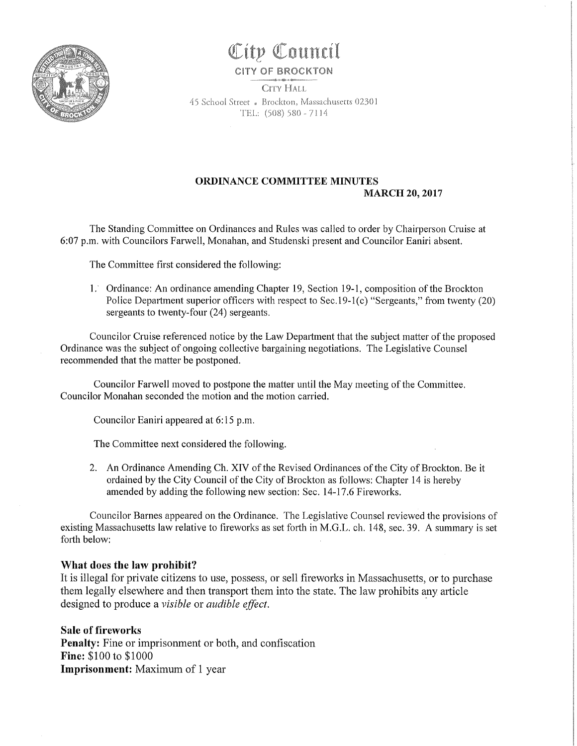# City Council

CITY OF BROCKTON

CITY HALL

45 School Street • Brockton, Massachusetts 02301

TEL: (508) 580 - 7114

## ORDINANCE COMMITTEE MINUTES

**MARCH 20, 2017**

The Standing Committee on Ordinances and Rules was called to order by Chairperson Cruise at 6:07 p.m. with Councilors Farwell, Monahan, and Studenski present and Councilor Eaniri absent.

The Committee first considered the following:

1. Ordinance: An ordinance amending Chapter 19, Section 19-1, composition of the Brockton Police Department superior officers with respect to Sec.19-1(c) "Sergeants," from twenty (20) sergeants to twenty-four (24) sergeants.

Councilor Cruise referenced notice by the Law Department that the subject matter of the proposed Ordinance was the subject of ongoing collective bargaining negotiations. The Legislative Counsel recommended that the matter be postponed.

Councilor Farwell moved to postpone the matter until the May meeting of the Committee. Councilor Monahan seconded the motion and the motion carried.

Councilor Eaniri appeared at 6:15 p.m.

The Committee next considered the following.

2. An Ordinance Amending Ch. XIV of the Revised Ordinances of the City of Brockton. Be it ordained by the City Council of the City of Brockton as follows: Chapter 14 is hereby amended by adding the following new section: Sec. 14-17.6 Fireworks.

Councilor Barnes appeared on the Ordinance. The Legislative Counsel reviewed the provisions of existing Massachusetts law relative to fireworks as set forth in M.G.L. ch. 148, sec. 39. A summary is set forth below:

### What does the law prohibit?

It is illegal for private citizens to use, possess, or sell fireworks in Massachusetts, or to purchase them legally elsewhere and then transport them into the state. The law prohibits any article designed to produce a *visible* or *audible effect.*

### Sale of fireworks

**Penalty:** Fine or imprisonment or both, and confiscation
**Fine:** $100 to $1000
**Imprisonment:** Maximum of 1 year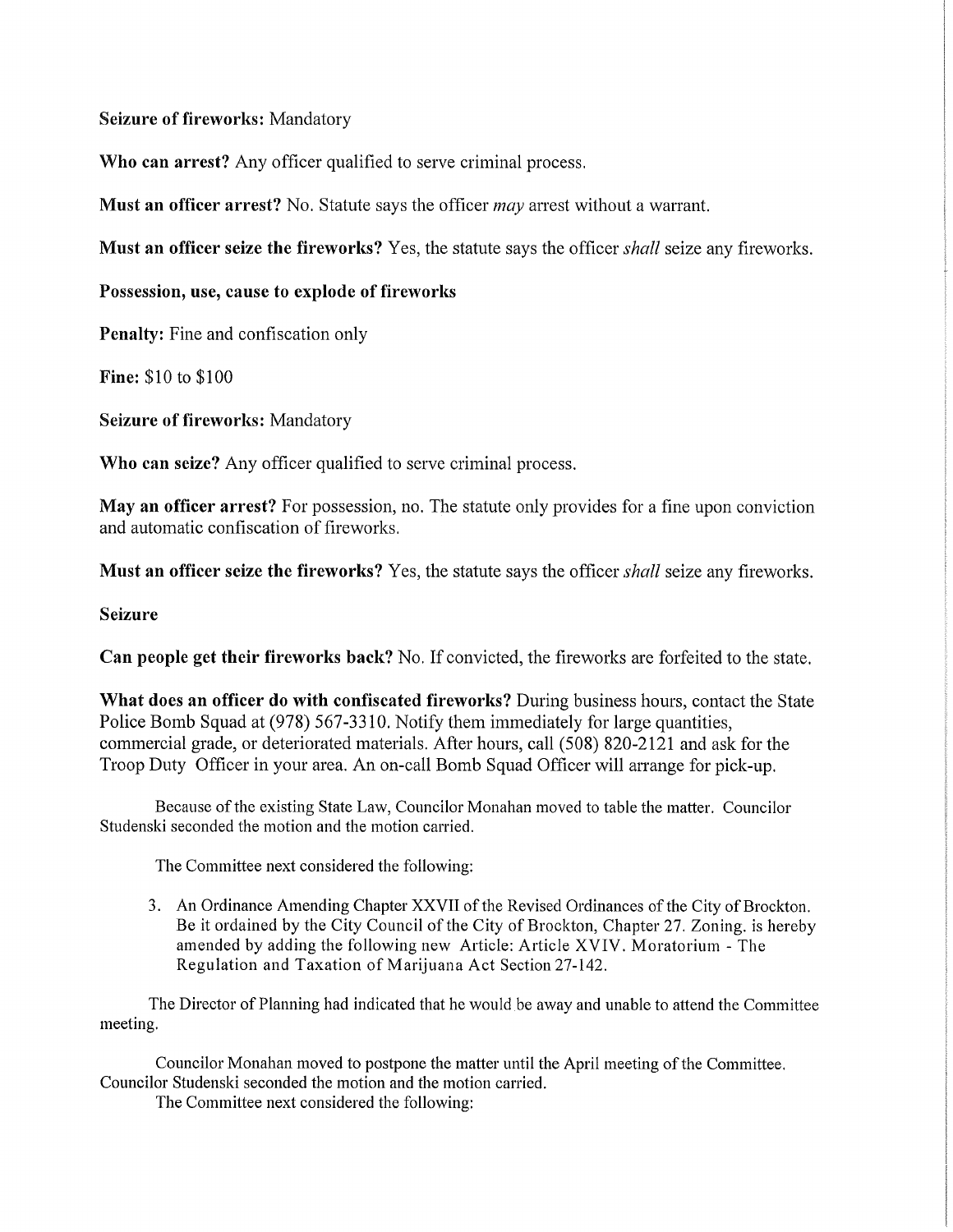**Seizure of fireworks:** Mandatory

**Who can arrest?** Any officer qualified to serve criminal process.

**Must an officer arrest?** No. Statute says the officer *may* arrest without a warrant.

**Must an officer seize the fireworks?** Yes, the statute says the officer *shall* seize any fireworks.

**Possession, use, cause to explode of fireworks**

**Penalty:** Fine and confiscation only

**Fine:** $10 to $100

**Seizure of fireworks:** Mandatory

**Who can seize?** Any officer qualified to serve criminal process.

**May an officer arrest?** For possession, no. The statute only provides for a fine upon conviction and automatic confiscation of fireworks.

**Must an officer seize the fireworks?** Yes, the statute says the officer *shall* seize any fireworks.

**Seizure**

**Can people get their fireworks back?** No. If convicted, the fireworks are forfeited to the state.

**What does an officer do with confiscated fireworks?** During business hours, contact the State Police Bomb Squad at (978) 567-3310. Notify them immediately for large quantities, commercial grade, or deteriorated materials. After hours, call (508) 820-2121 and ask for the Troop Duty Officer in your area. An on-call Bomb Squad Officer will arrange for pick-up.

Because of the existing State Law, Councilor Monahan moved to table the matter. Councilor Studenski seconded the motion and the motion carried.

The Committee next considered the following:

3. An Ordinance Amending Chapter XXVII of the Revised Ordinances of the City of Brockton. Be it ordained by the City Council of the City of Brockton, Chapter 27. Zoning. is hereby amended by adding the following new Article: Article XVIV. Moratorium - The Regulation and Taxation of Marijuana Act Section 27-142.

The Director of Planning had indicated that he would be away and unable to attend the Committee meeting.

Councilor Monahan moved to postpone the matter until the April meeting of the Committee. Councilor Studenski seconded the motion and the motion carried.

The Committee next considered the following: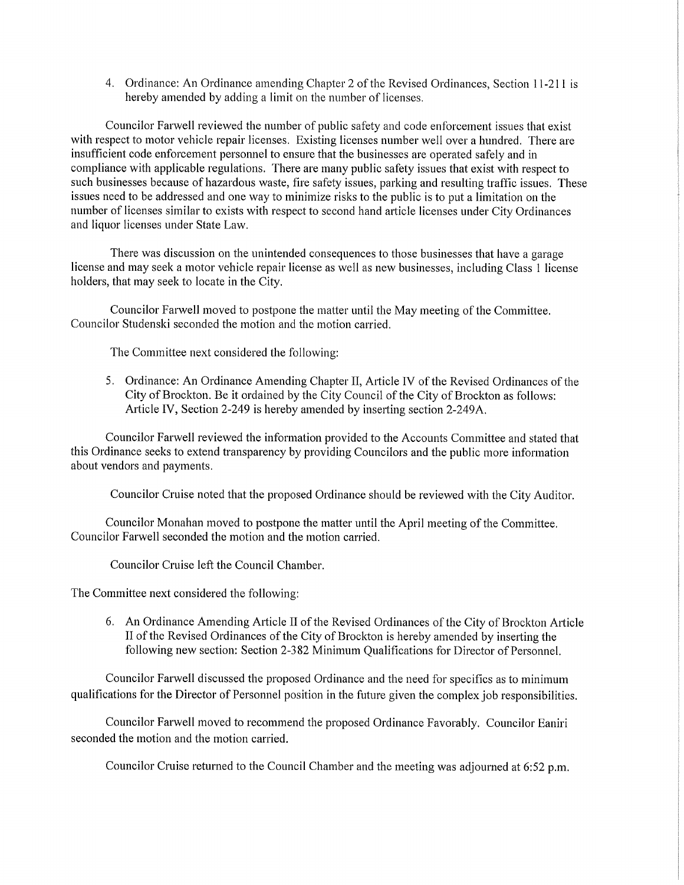4. Ordinance: An Ordinance amending Chapter 2 of the Revised Ordinances, Section 11-211 is hereby amended by adding a limit on the number of licenses.

Councilor Farwell reviewed the number of public safety and code enforcement issues that exist with respect to motor vehicle repair licenses. Existing licenses number well over a hundred. There are insufficient code enforcement personnel to ensure that the businesses are operated safely and in compliance with applicable regulations. There are many public safety issues that exist with respect to such businesses because of hazardous waste, fire safety issues, parking and resulting traffic issues. These issues need to be addressed and one way to minimize risks to the public is to put a limitation on the number of licenses similar to exists with respect to second hand article licenses under City Ordinances and liquor licenses under State Law.

There was discussion on the unintended consequences to those businesses that have a garage license and may seek a motor vehicle repair license as well as new businesses, including Class 1 license holders, that may seek to locate in the City.

Councilor Farwell moved to postpone the matter until the May meeting of the Committee. Councilor Studenski seconded the motion and the motion carried.

The Committee next considered the following:

5. Ordinance: An Ordinance Amending Chapter II, Article IV of the Revised Ordinances of the City of Brockton. Be it ordained by the City Council of the City of Brockton as follows: Article IV, Section 2-249 is hereby amended by inserting section 2-249A.

Councilor Farwell reviewed the information provided to the Accounts Committee and stated that this Ordinance seeks to extend transparency by providing Councilors and the public more information about vendors and payments.

Councilor Cruise noted that the proposed Ordinance should be reviewed with the City Auditor.

Councilor Monahan moved to postpone the matter until the April meeting of the Committee. Councilor Farwell seconded the motion and the motion carried.

Councilor Cruise left the Council Chamber.

The Committee next considered the following:

6. An Ordinance Amending Article II of the Revised Ordinances of the City of Brockton Article II of the Revised Ordinances of the City of Brockton is hereby amended by inserting the following new section: Section 2-382 Minimum Qualifications for Director of Personnel.

Councilor Farwell discussed the proposed Ordinance and the need for specifics as to minimum qualifications for the Director of Personnel position in the future given the complex job responsibilities.

Councilor Farwell moved to recommend the proposed Ordinance Favorably. Councilor Eaniri seconded the motion and the motion carried.

Councilor Cruise returned to the Council Chamber and the meeting was adjourned at 6:52 p.m.